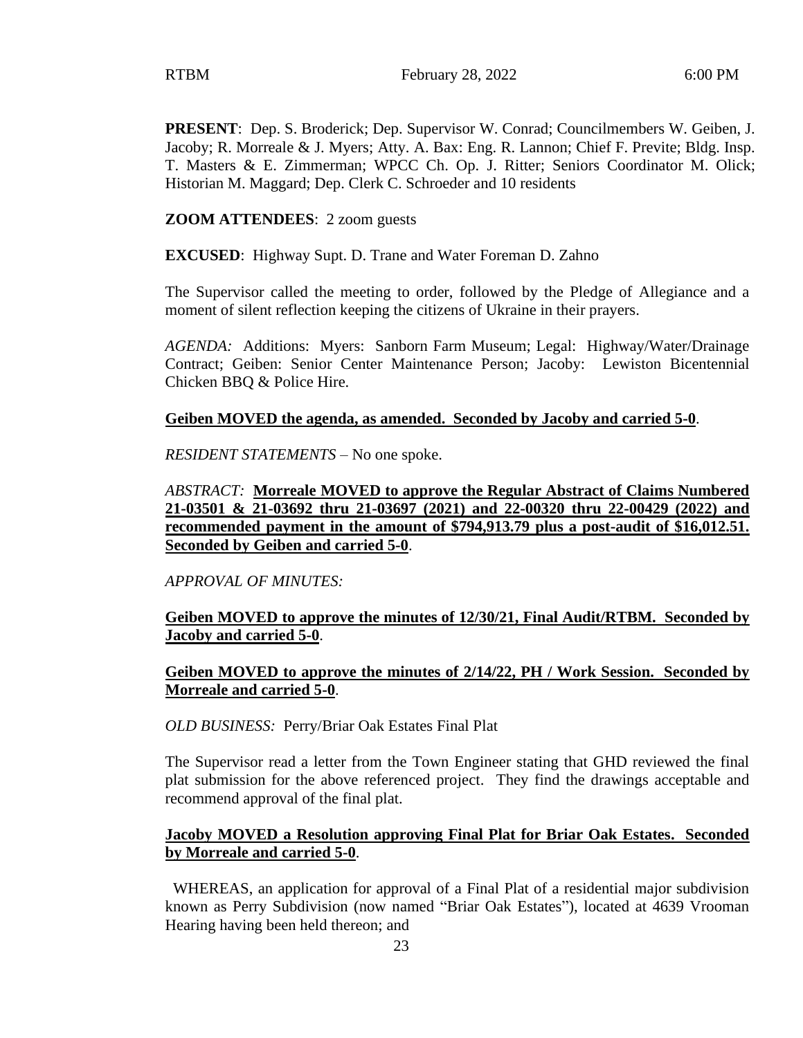RTBM February 28, 2022 6:00 PM

**PRESENT**: Dep. S. Broderick; Dep. Supervisor W. Conrad; Councilmembers W. Geiben, J. Jacoby; R. Morreale & J. Myers; Atty. A. Bax: Eng. R. Lannon; Chief F. Previte; Bldg. Insp. T. Masters & E. Zimmerman; WPCC Ch. Op. J. Ritter; Seniors Coordinator M. Olick; Historian M. Maggard; Dep. Clerk C. Schroeder and 10 residents

**ZOOM ATTENDEES**: 2 zoom guests

**EXCUSED**: Highway Supt. D. Trane and Water Foreman D. Zahno

The Supervisor called the meeting to order, followed by the Pledge of Allegiance and a moment of silent reflection keeping the citizens of Ukraine in their prayers.

*AGENDA:* Additions: Myers: Sanborn Farm Museum; Legal: Highway/Water/Drainage Contract; Geiben: Senior Center Maintenance Person; Jacoby: Lewiston Bicentennial Chicken BBQ & Police Hire.

**Geiben MOVED the agenda, as amended. Seconded by Jacoby and carried 5-0**.

*RESIDENT STATEMENTS* – No one spoke.

*ABSTRACT:* **Morreale MOVED to approve the Regular Abstract of Claims Numbered 21-03501 & 21-03692 thru 21-03697 (2021) and 22-00320 thru 22-00429 (2022) and recommended payment in the amount of $794,913.79 plus a post-audit of $16,012.51. Seconded by Geiben and carried 5-0**.

*APPROVAL OF MINUTES:*

**Geiben MOVED to approve the minutes of 12/30/21, Final Audit/RTBM. Seconded by Jacoby and carried 5-0**.

**Geiben MOVED to approve the minutes of 2/14/22, PH / Work Session. Seconded by Morreale and carried 5-0**.

*OLD BUSINESS:* Perry/Briar Oak Estates Final Plat

The Supervisor read a letter from the Town Engineer stating that GHD reviewed the final plat submission for the above referenced project. They find the drawings acceptable and recommend approval of the final plat.

**Jacoby MOVED a Resolution approving Final Plat for Briar Oak Estates. Seconded by Morreale and carried 5-0**.

WHEREAS, an application for approval of a Final Plat of a residential major subdivision known as Perry Subdivision (now named "Briar Oak Estates"), located at 4639 Vrooman Hearing having been held thereon; and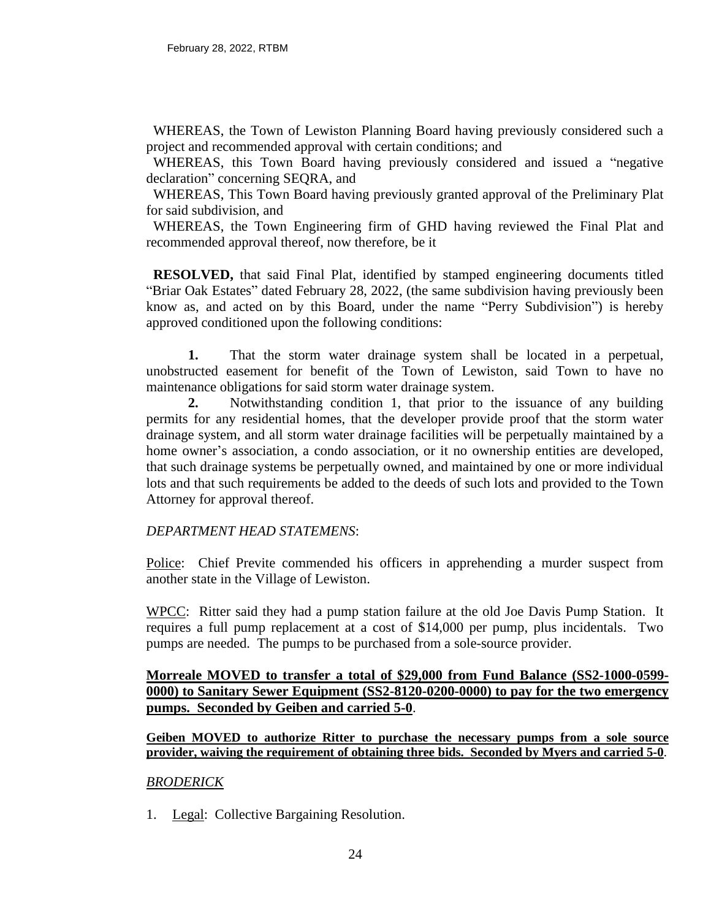WHEREAS, the Town of Lewiston Planning Board having previously considered such a project and recommended approval with certain conditions; and

WHEREAS, this Town Board having previously considered and issued a "negative declaration" concerning SEQRA, and

WHEREAS, This Town Board having previously granted approval of the Preliminary Plat for said subdivision, and

WHEREAS, the Town Engineering firm of GHD having reviewed the Final Plat and recommended approval thereof, now therefore, be it

**RESOLVED,** that said Final Plat, identified by stamped engineering documents titled "Briar Oak Estates" dated February 28, 2022, (the same subdivision having previously been know as, and acted on by this Board, under the name "Perry Subdivision") is hereby approved conditioned upon the following conditions:

**1.** That the storm water drainage system shall be located in a perpetual, unobstructed easement for benefit of the Town of Lewiston, said Town to have no maintenance obligations for said storm water drainage system.

**2.** Notwithstanding condition 1, that prior to the issuance of any building permits for any residential homes, that the developer provide proof that the storm water drainage system, and all storm water drainage facilities will be perpetually maintained by a home owner's association, a condo association, or it no ownership entities are developed, that such drainage systems be perpetually owned, and maintained by one or more individual lots and that such requirements be added to the deeds of such lots and provided to the Town Attorney for approval thereof.

*DEPARTMENT HEAD STATEMENS*:

Police: Chief Previte commended his officers in apprehending a murder suspect from another state in the Village of Lewiston.

WPCC: Ritter said they had a pump station failure at the old Joe Davis Pump Station. It requires a full pump replacement at a cost of $14,000 per pump, plus incidentals. Two pumps are needed. The pumps to be purchased from a sole-source provider.

**Morreale MOVED to transfer a total of $29,000 from Fund Balance (SS2-1000-0599-0000) to Sanitary Sewer Equipment (SS2-8120-0200-0000) to pay for the two emergency pumps. Seconded by Geiben and carried 5-0**.

**Geiben MOVED to authorize Ritter to purchase the necessary pumps from a sole source provider, waiving the requirement of obtaining three bids. Seconded by Myers and carried 5-0**.

*BRODERICK*

1. Legal: Collective Bargaining Resolution.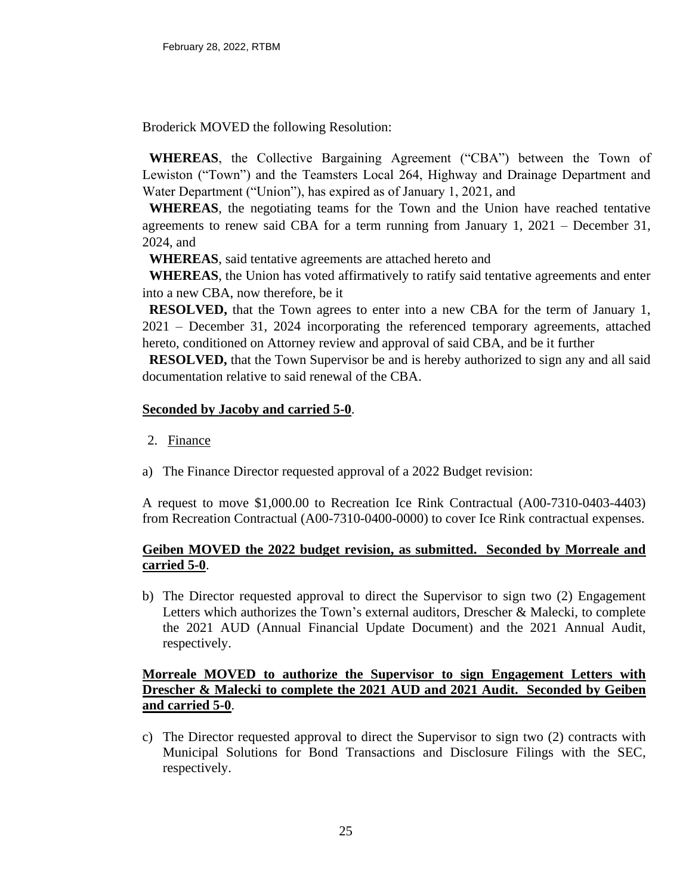Broderick MOVED the following Resolution:

**WHEREAS**, the Collective Bargaining Agreement ("CBA") between the Town of Lewiston ("Town") and the Teamsters Local 264, Highway and Drainage Department and Water Department ("Union"), has expired as of January 1, 2021, and

**WHEREAS**, the negotiating teams for the Town and the Union have reached tentative agreements to renew said CBA for a term running from January 1, 2021 – December 31, 2024, and

**WHEREAS**, said tentative agreements are attached hereto and

**WHEREAS**, the Union has voted affirmatively to ratify said tentative agreements and enter into a new CBA, now therefore, be it

**RESOLVED,** that the Town agrees to enter into a new CBA for the term of January 1, 2021 – December 31, 2024 incorporating the referenced temporary agreements, attached hereto, conditioned on Attorney review and approval of said CBA, and be it further

**RESOLVED,** that the Town Supervisor be and is hereby authorized to sign any and all said documentation relative to said renewal of the CBA.

**Seconded by Jacoby and carried 5-0**.

2. Finance

a) The Finance Director requested approval of a 2022 Budget revision:

A request to move $1,000.00 to Recreation Ice Rink Contractual (A00-7310-0403-4403) from Recreation Contractual (A00-7310-0400-0000) to cover Ice Rink contractual expenses.

**Geiben MOVED the 2022 budget revision, as submitted. Seconded by Morreale and carried 5-0**.

b) The Director requested approval to direct the Supervisor to sign two (2) Engagement Letters which authorizes the Town's external auditors, Drescher & Malecki, to complete the 2021 AUD (Annual Financial Update Document) and the 2021 Annual Audit, respectively.

**Morreale MOVED to authorize the Supervisor to sign Engagement Letters with Drescher & Malecki to complete the 2021 AUD and 2021 Audit. Seconded by Geiben and carried 5-0**.

c) The Director requested approval to direct the Supervisor to sign two (2) contracts with Municipal Solutions for Bond Transactions and Disclosure Filings with the SEC, respectively.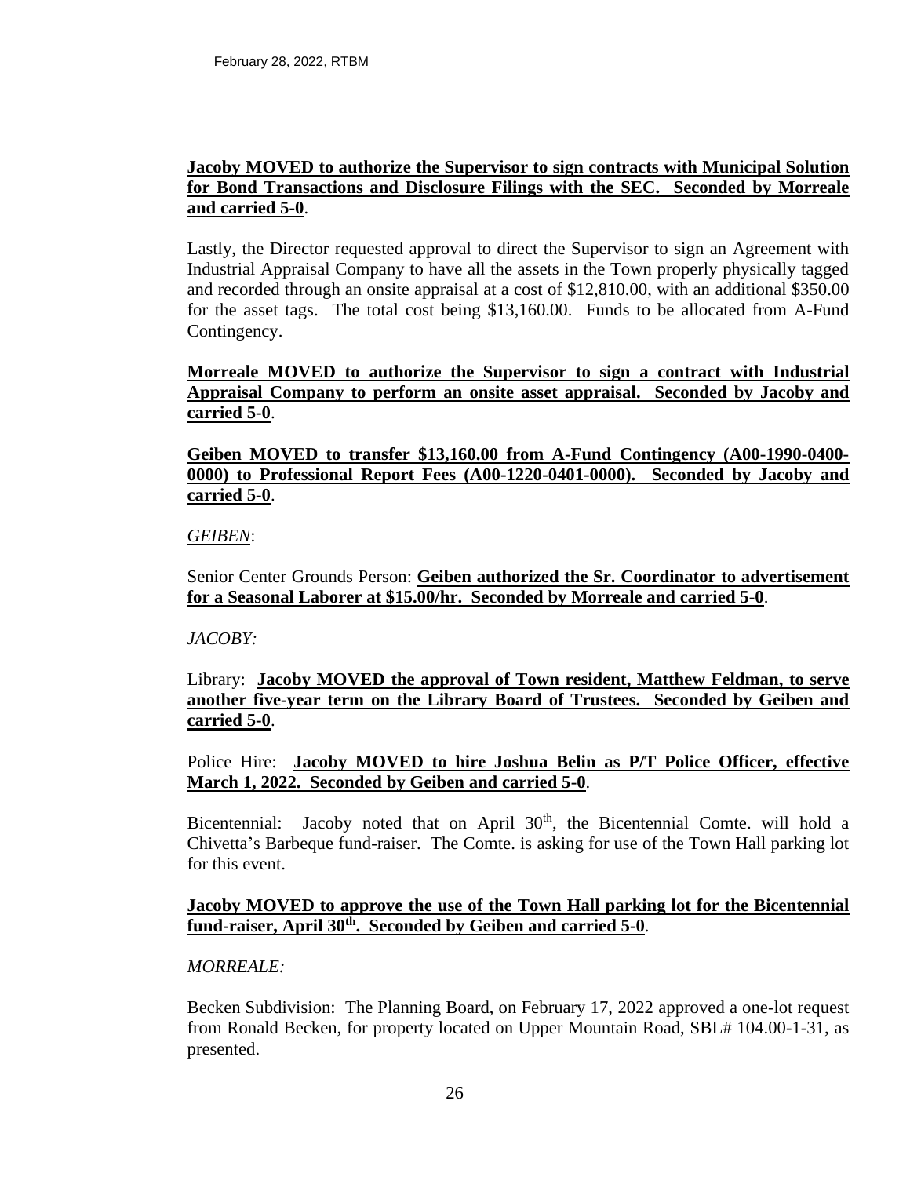**Jacoby MOVED to authorize the Supervisor to sign contracts with Municipal Solution for Bond Transactions and Disclosure Filings with the SEC. Seconded by Morreale and carried 5-0**.

Lastly, the Director requested approval to direct the Supervisor to sign an Agreement with Industrial Appraisal Company to have all the assets in the Town properly physically tagged and recorded through an onsite appraisal at a cost of $12,810.00, with an additional $350.00 for the asset tags. The total cost being $13,160.00. Funds to be allocated from A-Fund Contingency.

**Morreale MOVED to authorize the Supervisor to sign a contract with Industrial Appraisal Company to perform an onsite asset appraisal. Seconded by Jacoby and carried 5-0**.

**Geiben MOVED to transfer $13,160.00 from A-Fund Contingency (A00-1990-0400-0000) to Professional Report Fees (A00-1220-0401-0000). Seconded by Jacoby and carried 5-0**.

*GEIBEN*:

Senior Center Grounds Person: **Geiben authorized the Sr. Coordinator to advertisement for a Seasonal Laborer at $15.00/hr. Seconded by Morreale and carried 5-0**.

*JACOBY:*

Library: **Jacoby MOVED the approval of Town resident, Matthew Feldman, to serve another five-year term on the Library Board of Trustees. Seconded by Geiben and carried 5-0**.

Police Hire: **Jacoby MOVED to hire Joshua Belin as P/T Police Officer, effective March 1, 2022. Seconded by Geiben and carried 5-0**.

Bicentennial: Jacoby noted that on April 30th, the Bicentennial Comte. will hold a Chivetta's Barbeque fund-raiser. The Comte. is asking for use of the Town Hall parking lot for this event.

**Jacoby MOVED to approve the use of the Town Hall parking lot for the Bicentennial fund-raiser, April 30th. Seconded by Geiben and carried 5-0**.

*MORREALE:*

Becken Subdivision: The Planning Board, on February 17, 2022 approved a one-lot request from Ronald Becken, for property located on Upper Mountain Road, SBL# 104.00-1-31, as presented.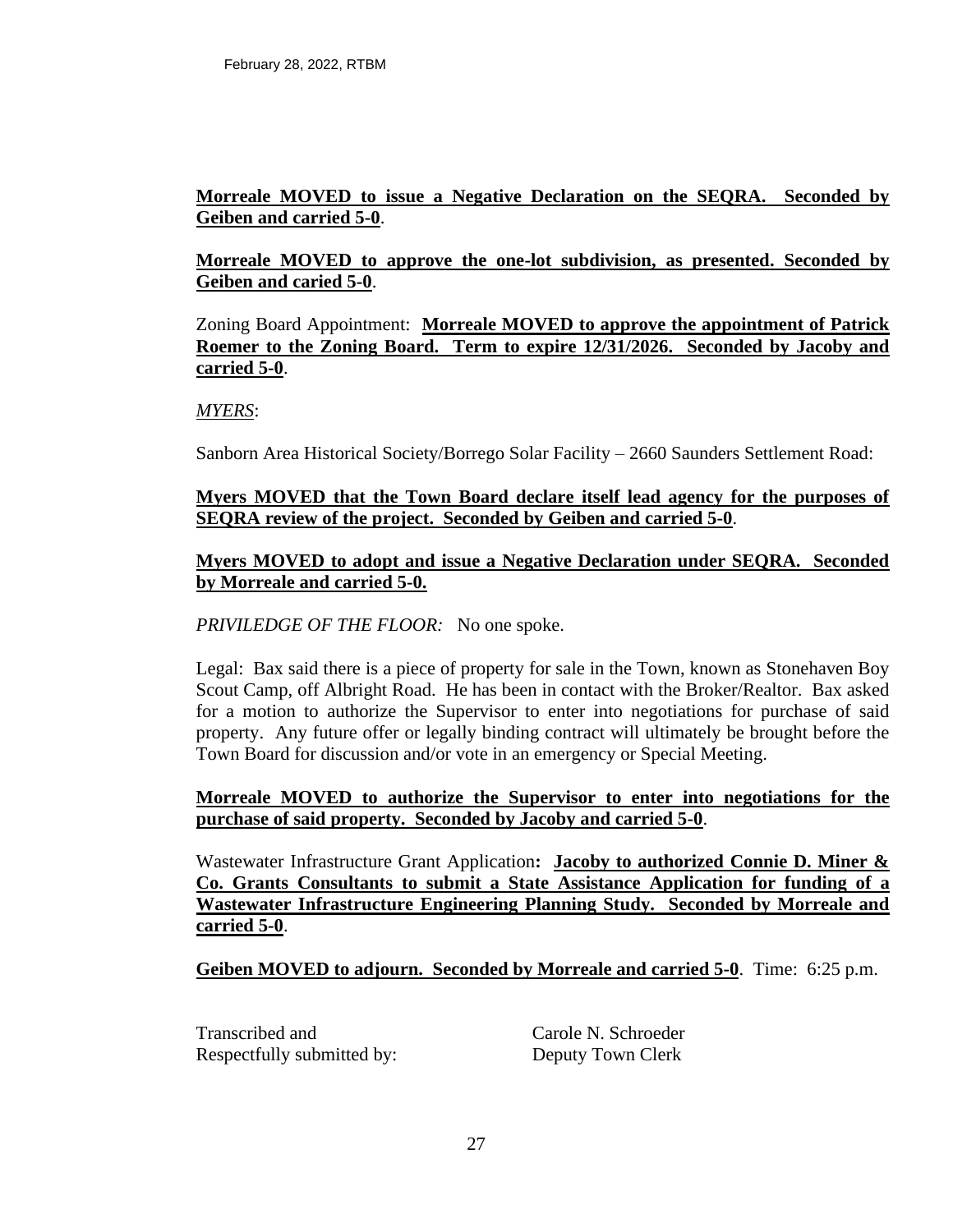**Morreale MOVED to issue a Negative Declaration on the SEQRA. Seconded by Geiben and carried 5-0**.

**Morreale MOVED to approve the one-lot subdivision, as presented. Seconded by Geiben and caried 5-0**.

Zoning Board Appointment: **Morreale MOVED to approve the appointment of Patrick Roemer to the Zoning Board. Term to expire 12/31/2026. Seconded by Jacoby and carried 5-0**.

*MYERS*:

Sanborn Area Historical Society/Borrego Solar Facility – 2660 Saunders Settlement Road:

**Myers MOVED that the Town Board declare itself lead agency for the purposes of SEQRA review of the project. Seconded by Geiben and carried 5-0**.

**Myers MOVED to adopt and issue a Negative Declaration under SEQRA. Seconded by Morreale and carried 5-0.**

*PRIVILEDGE OF THE FLOOR:* No one spoke.

Legal: Bax said there is a piece of property for sale in the Town, known as Stonehaven Boy Scout Camp, off Albright Road. He has been in contact with the Broker/Realtor. Bax asked for a motion to authorize the Supervisor to enter into negotiations for purchase of said property. Any future offer or legally binding contract will ultimately be brought before the Town Board for discussion and/or vote in an emergency or Special Meeting.

**Morreale MOVED to authorize the Supervisor to enter into negotiations for the purchase of said property. Seconded by Jacoby and carried 5-0**.

Wastewater Infrastructure Grant Application**: Jacoby to authorized Connie D. Miner & Co. Grants Consultants to submit a State Assistance Application for funding of a Wastewater Infrastructure Engineering Planning Study. Seconded by Morreale and carried 5-0**.

**Geiben MOVED to adjourn. Seconded by Morreale and carried 5-0**. Time: 6:25 p.m.

Transcribed and
Respectfully submitted by:

Carole N. Schroeder
Deputy Town Clerk